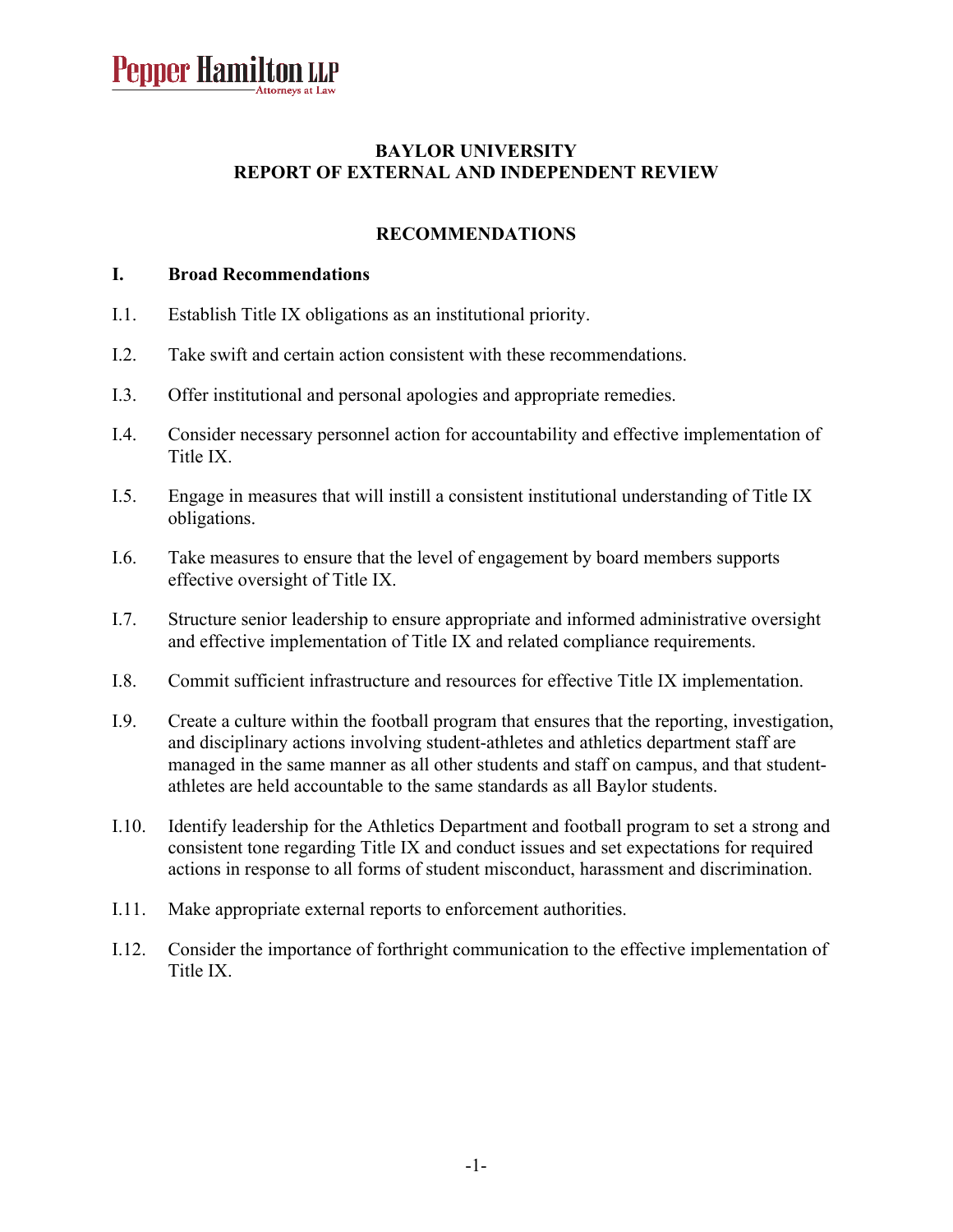Pepper Hamilton LLP
Attorneys at Law

# BAYLOR UNIVERSITY
# REPORT OF EXTERNAL AND INDEPENDENT REVIEW

## RECOMMENDATIONS

### I. Broad Recommendations

I.1. Establish Title IX obligations as an institutional priority.

I.2. Take swift and certain action consistent with these recommendations.

I.3. Offer institutional and personal apologies and appropriate remedies.

I.4. Consider necessary personnel action for accountability and effective implementation of Title IX.

I.5. Engage in measures that will instill a consistent institutional understanding of Title IX obligations.

I.6. Take measures to ensure that the level of engagement by board members supports effective oversight of Title IX.

I.7. Structure senior leadership to ensure appropriate and informed administrative oversight and effective implementation of Title IX and related compliance requirements.

I.8. Commit sufficient infrastructure and resources for effective Title IX implementation.

I.9. Create a culture within the football program that ensures that the reporting, investigation, and disciplinary actions involving student-athletes and athletics department staff are managed in the same manner as all other students and staff on campus, and that student-athletes are held accountable to the same standards as all Baylor students.

I.10. Identify leadership for the Athletics Department and football program to set a strong and consistent tone regarding Title IX and conduct issues and set expectations for required actions in response to all forms of student misconduct, harassment and discrimination.

I.11. Make appropriate external reports to enforcement authorities.

I.12. Consider the importance of forthright communication to the effective implementation of Title IX.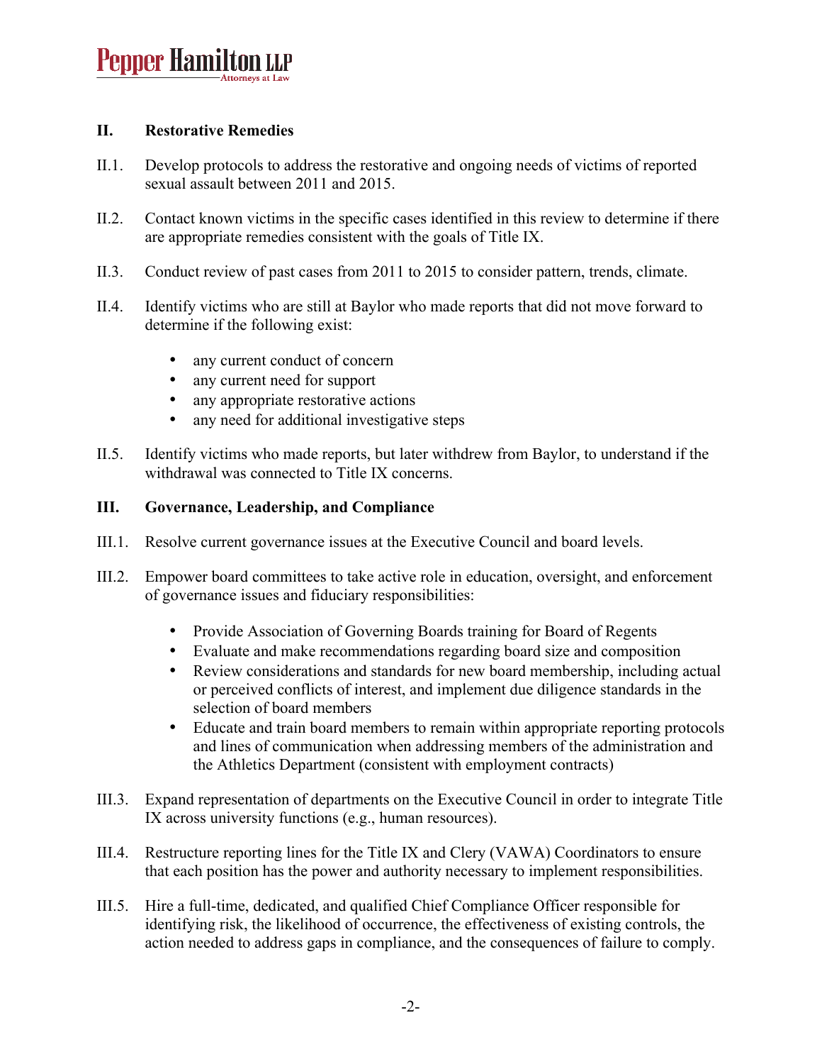## II. Restorative Remedies

II.1. Develop protocols to address the restorative and ongoing needs of victims of reported sexual assault between 2011 and 2015.

II.2. Contact known victims in the specific cases identified in this review to determine if there are appropriate remedies consistent with the goals of Title IX.

II.3. Conduct review of past cases from 2011 to 2015 to consider pattern, trends, climate.

II.4. Identify victims who are still at Baylor who made reports that did not move forward to determine if the following exist:

- any current conduct of concern
- any current need for support
- any appropriate restorative actions
- any need for additional investigative steps

II.5. Identify victims who made reports, but later withdrew from Baylor, to understand if the withdrawal was connected to Title IX concerns.

## III. Governance, Leadership, and Compliance

III.1. Resolve current governance issues at the Executive Council and board levels.

III.2. Empower board committees to take active role in education, oversight, and enforcement of governance issues and fiduciary responsibilities:

- Provide Association of Governing Boards training for Board of Regents
- Evaluate and make recommendations regarding board size and composition
- Review considerations and standards for new board membership, including actual or perceived conflicts of interest, and implement due diligence standards in the selection of board members
- Educate and train board members to remain within appropriate reporting protocols and lines of communication when addressing members of the administration and the Athletics Department (consistent with employment contracts)

III.3. Expand representation of departments on the Executive Council in order to integrate Title IX across university functions (e.g., human resources).

III.4. Restructure reporting lines for the Title IX and Clery (VAWA) Coordinators to ensure that each position has the power and authority necessary to implement responsibilities.

III.5. Hire a full-time, dedicated, and qualified Chief Compliance Officer responsible for identifying risk, the likelihood of occurrence, the effectiveness of existing controls, the action needed to address gaps in compliance, and the consequences of failure to comply.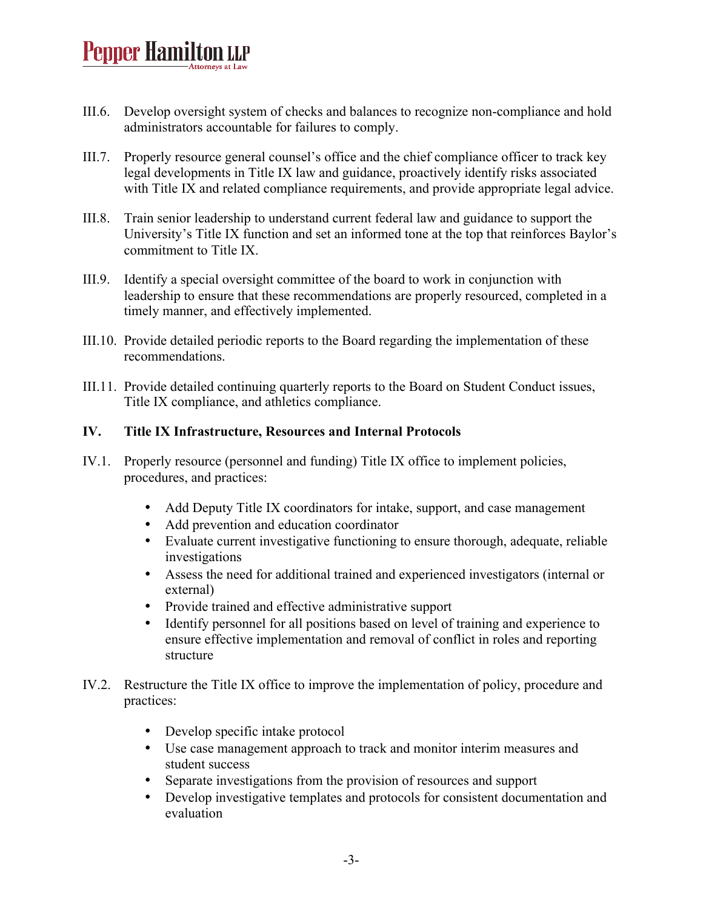III.6. Develop oversight system of checks and balances to recognize non-compliance and hold administrators accountable for failures to comply.

III.7. Properly resource general counsel's office and the chief compliance officer to track key legal developments in Title IX law and guidance, proactively identify risks associated with Title IX and related compliance requirements, and provide appropriate legal advice.

III.8. Train senior leadership to understand current federal law and guidance to support the University's Title IX function and set an informed tone at the top that reinforces Baylor's commitment to Title IX.

III.9. Identify a special oversight committee of the board to work in conjunction with leadership to ensure that these recommendations are properly resourced, completed in a timely manner, and effectively implemented.

III.10. Provide detailed periodic reports to the Board regarding the implementation of these recommendations.

III.11. Provide detailed continuing quarterly reports to the Board on Student Conduct issues, Title IX compliance, and athletics compliance.

## IV. Title IX Infrastructure, Resources and Internal Protocols

IV.1. Properly resource (personnel and funding) Title IX office to implement policies, procedures, and practices:

- Add Deputy Title IX coordinators for intake, support, and case management
- Add prevention and education coordinator
- Evaluate current investigative functioning to ensure thorough, adequate, reliable investigations
- Assess the need for additional trained and experienced investigators (internal or external)
- Provide trained and effective administrative support
- Identify personnel for all positions based on level of training and experience to ensure effective implementation and removal of conflict in roles and reporting structure

IV.2. Restructure the Title IX office to improve the implementation of policy, procedure and practices:

- Develop specific intake protocol
- Use case management approach to track and monitor interim measures and student success
- Separate investigations from the provision of resources and support
- Develop investigative templates and protocols for consistent documentation and evaluation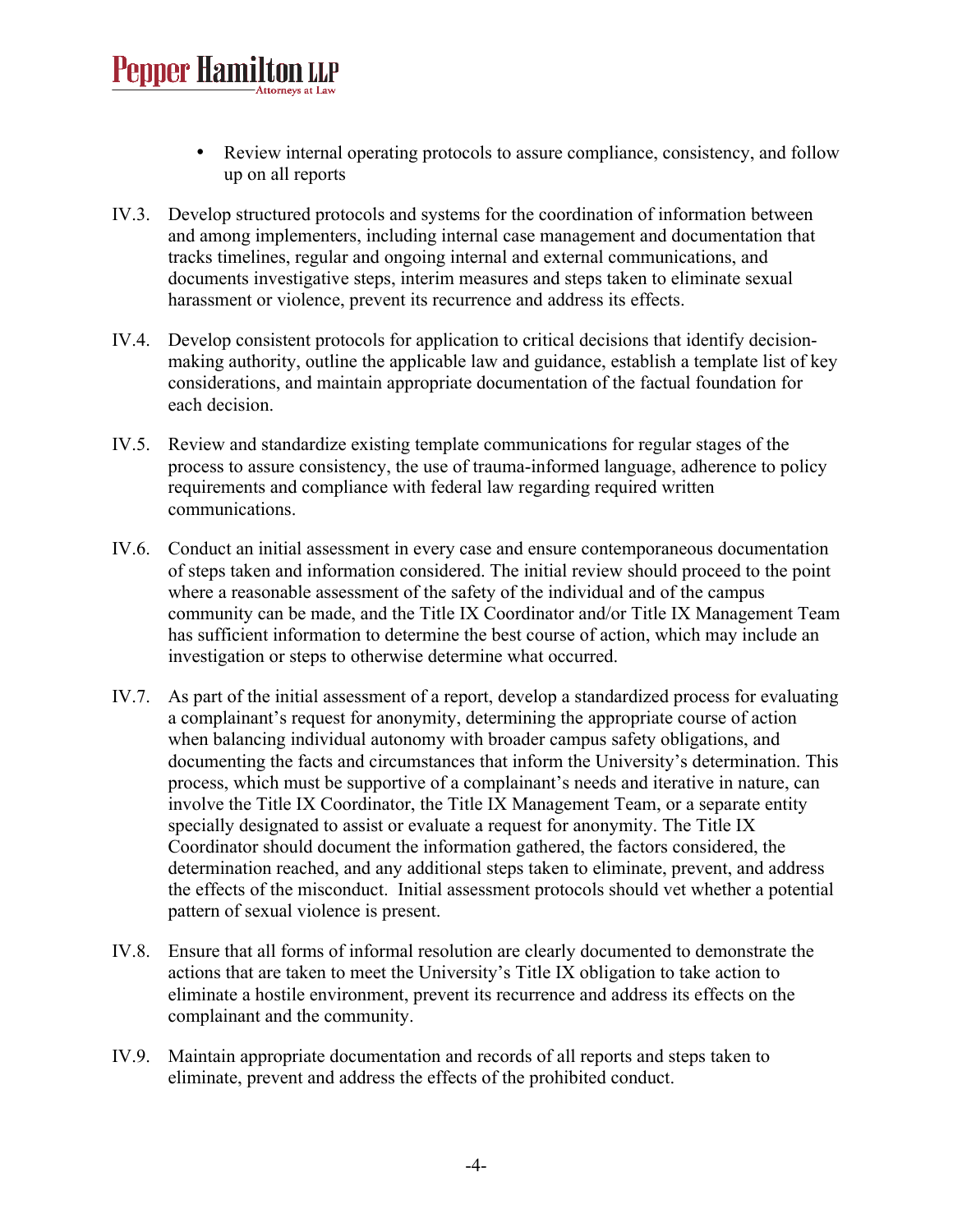- Review internal operating protocols to assure compliance, consistency, and follow up on all reports

IV.3. Develop structured protocols and systems for the coordination of information between and among implementers, including internal case management and documentation that tracks timelines, regular and ongoing internal and external communications, and documents investigative steps, interim measures and steps taken to eliminate sexual harassment or violence, prevent its recurrence and address its effects.

IV.4. Develop consistent protocols for application to critical decisions that identify decision-making authority, outline the applicable law and guidance, establish a template list of key considerations, and maintain appropriate documentation of the factual foundation for each decision.

IV.5. Review and standardize existing template communications for regular stages of the process to assure consistency, the use of trauma-informed language, adherence to policy requirements and compliance with federal law regarding required written communications.

IV.6. Conduct an initial assessment in every case and ensure contemporaneous documentation of steps taken and information considered. The initial review should proceed to the point where a reasonable assessment of the safety of the individual and of the campus community can be made, and the Title IX Coordinator and/or Title IX Management Team has sufficient information to determine the best course of action, which may include an investigation or steps to otherwise determine what occurred.

IV.7. As part of the initial assessment of a report, develop a standardized process for evaluating a complainant's request for anonymity, determining the appropriate course of action when balancing individual autonomy with broader campus safety obligations, and documenting the facts and circumstances that inform the University's determination. This process, which must be supportive of a complainant's needs and iterative in nature, can involve the Title IX Coordinator, the Title IX Management Team, or a separate entity specially designated to assist or evaluate a request for anonymity. The Title IX Coordinator should document the information gathered, the factors considered, the determination reached, and any additional steps taken to eliminate, prevent, and address the effects of the misconduct. Initial assessment protocols should vet whether a potential pattern of sexual violence is present.

IV.8. Ensure that all forms of informal resolution are clearly documented to demonstrate the actions that are taken to meet the University's Title IX obligation to take action to eliminate a hostile environment, prevent its recurrence and address its effects on the complainant and the community.

IV.9. Maintain appropriate documentation and records of all reports and steps taken to eliminate, prevent and address the effects of the prohibited conduct.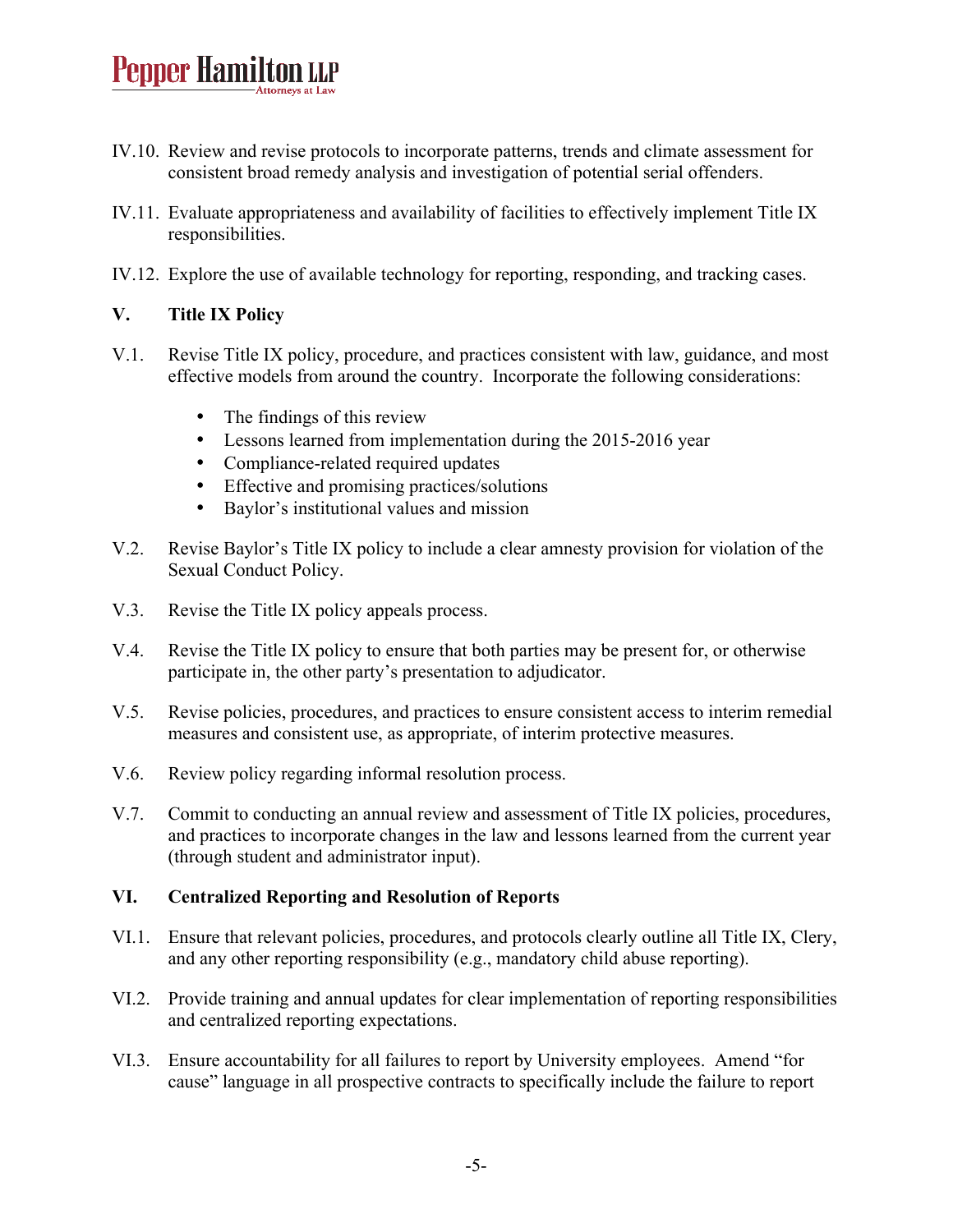IV.10. Review and revise protocols to incorporate patterns, trends and climate assessment for consistent broad remedy analysis and investigation of potential serial offenders.

IV.11. Evaluate appropriateness and availability of facilities to effectively implement Title IX responsibilities.

IV.12. Explore the use of available technology for reporting, responding, and tracking cases.

## V. Title IX Policy

V.1. Revise Title IX policy, procedure, and practices consistent with law, guidance, and most effective models from around the country. Incorporate the following considerations:

- The findings of this review
- Lessons learned from implementation during the 2015-2016 year
- Compliance-related required updates
- Effective and promising practices/solutions
- Baylor's institutional values and mission

V.2. Revise Baylor's Title IX policy to include a clear amnesty provision for violation of the Sexual Conduct Policy.

V.3. Revise the Title IX policy appeals process.

V.4. Revise the Title IX policy to ensure that both parties may be present for, or otherwise participate in, the other party's presentation to adjudicator.

V.5. Revise policies, procedures, and practices to ensure consistent access to interim remedial measures and consistent use, as appropriate, of interim protective measures.

V.6. Review policy regarding informal resolution process.

V.7. Commit to conducting an annual review and assessment of Title IX policies, procedures, and practices to incorporate changes in the law and lessons learned from the current year (through student and administrator input).

## VI. Centralized Reporting and Resolution of Reports

VI.1. Ensure that relevant policies, procedures, and protocols clearly outline all Title IX, Clery, and any other reporting responsibility (e.g., mandatory child abuse reporting).

VI.2. Provide training and annual updates for clear implementation of reporting responsibilities and centralized reporting expectations.

VI.3. Ensure accountability for all failures to report by University employees. Amend "for cause" language in all prospective contracts to specifically include the failure to report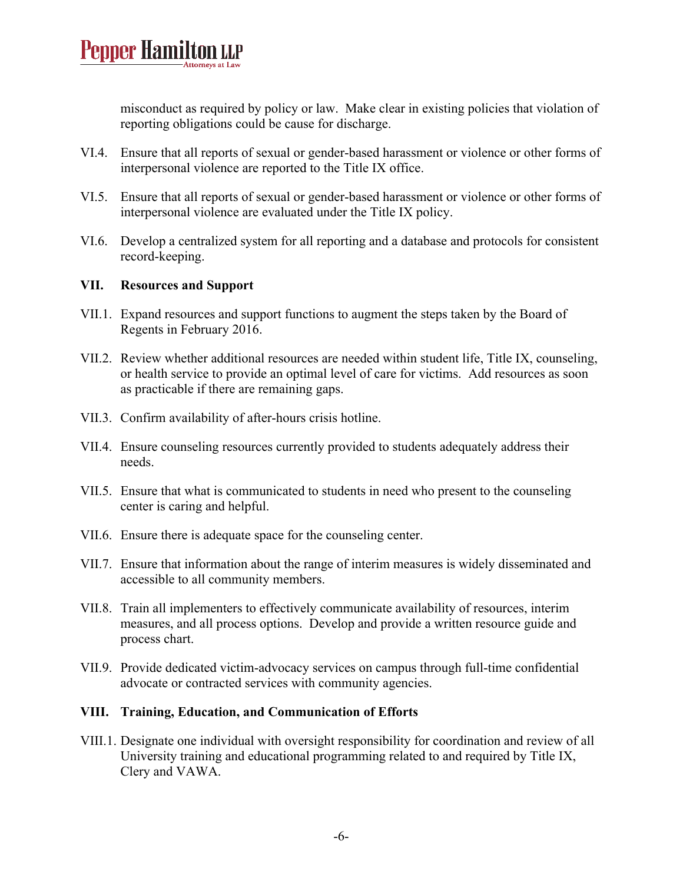misconduct as required by policy or law. Make clear in existing policies that violation of reporting obligations could be cause for discharge.

VI.4. Ensure that all reports of sexual or gender-based harassment or violence or other forms of interpersonal violence are reported to the Title IX office.

VI.5. Ensure that all reports of sexual or gender-based harassment or violence or other forms of interpersonal violence are evaluated under the Title IX policy.

VI.6. Develop a centralized system for all reporting and a database and protocols for consistent record-keeping.

**VII. Resources and Support**

VII.1. Expand resources and support functions to augment the steps taken by the Board of Regents in February 2016.

VII.2. Review whether additional resources are needed within student life, Title IX, counseling, or health service to provide an optimal level of care for victims. Add resources as soon as practicable if there are remaining gaps.

VII.3. Confirm availability of after-hours crisis hotline.

VII.4. Ensure counseling resources currently provided to students adequately address their needs.

VII.5. Ensure that what is communicated to students in need who present to the counseling center is caring and helpful.

VII.6. Ensure there is adequate space for the counseling center.

VII.7. Ensure that information about the range of interim measures is widely disseminated and accessible to all community members.

VII.8. Train all implementers to effectively communicate availability of resources, interim measures, and all process options. Develop and provide a written resource guide and process chart.

VII.9. Provide dedicated victim-advocacy services on campus through full-time confidential advocate or contracted services with community agencies.

**VIII. Training, Education, and Communication of Efforts**

VIII.1. Designate one individual with oversight responsibility for coordination and review of all University training and educational programming related to and required by Title IX, Clery and VAWA.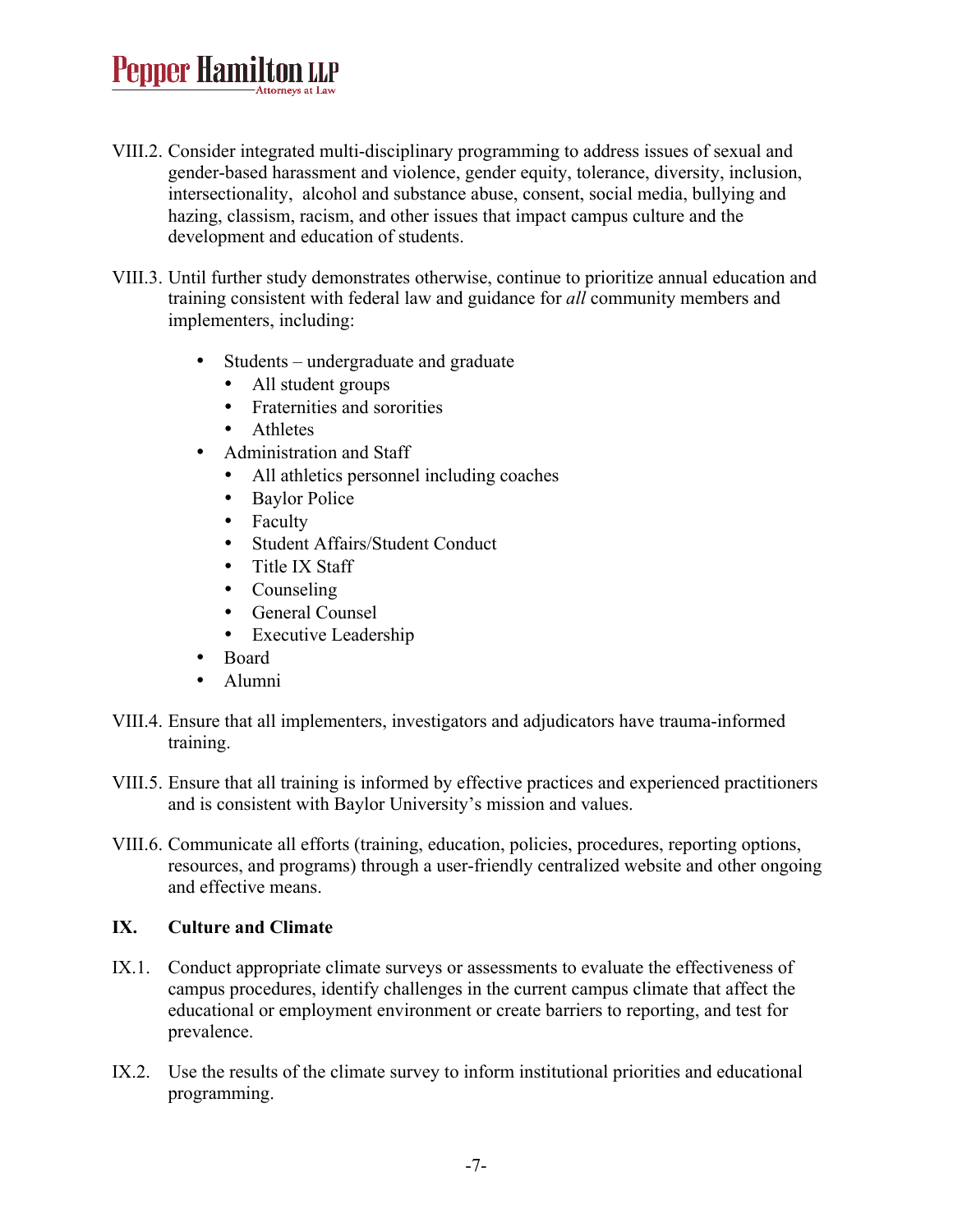VIII.2. Consider integrated multi-disciplinary programming to address issues of sexual and gender-based harassment and violence, gender equity, tolerance, diversity, inclusion, intersectionality, alcohol and substance abuse, consent, social media, bullying and hazing, classism, racism, and other issues that impact campus culture and the development and education of students.

VIII.3. Until further study demonstrates otherwise, continue to prioritize annual education and training consistent with federal law and guidance for *all* community members and implementers, including:

- Students – undergraduate and graduate
  - All student groups
  - Fraternities and sororities
  - Athletes
- Administration and Staff
  - All athletics personnel including coaches
  - Baylor Police
  - Faculty
  - Student Affairs/Student Conduct
  - Title IX Staff
  - Counseling
  - General Counsel
  - Executive Leadership
- Board
- Alumni

VIII.4. Ensure that all implementers, investigators and adjudicators have trauma-informed training.

VIII.5. Ensure that all training is informed by effective practices and experienced practitioners and is consistent with Baylor University's mission and values.

VIII.6. Communicate all efforts (training, education, policies, procedures, reporting options, resources, and programs) through a user-friendly centralized website and other ongoing and effective means.

## IX. Culture and Climate

IX.1. Conduct appropriate climate surveys or assessments to evaluate the effectiveness of campus procedures, identify challenges in the current campus climate that affect the educational or employment environment or create barriers to reporting, and test for prevalence.

IX.2. Use the results of the climate survey to inform institutional priorities and educational programming.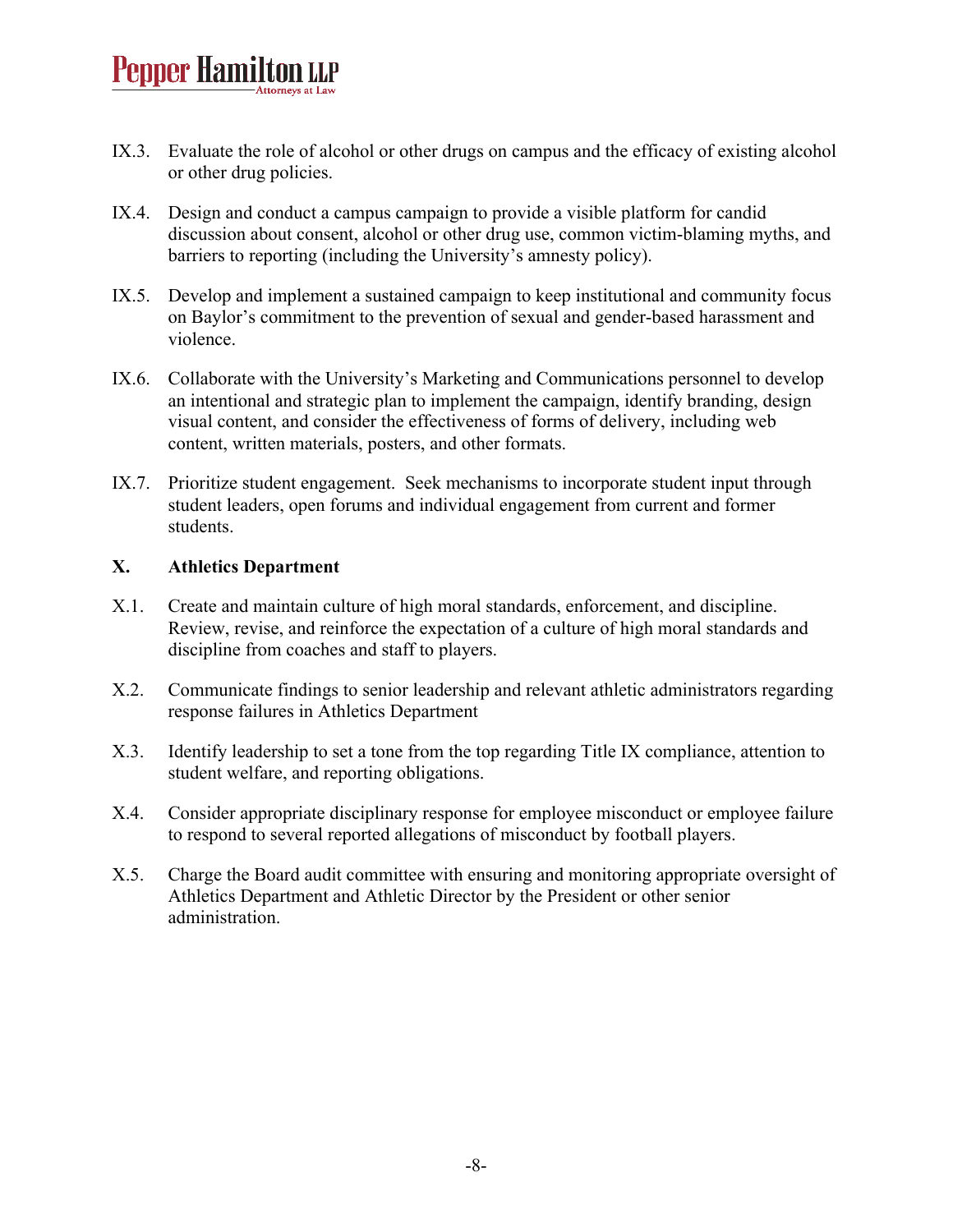IX.3. Evaluate the role of alcohol or other drugs on campus and the efficacy of existing alcohol or other drug policies.

IX.4. Design and conduct a campus campaign to provide a visible platform for candid discussion about consent, alcohol or other drug use, common victim-blaming myths, and barriers to reporting (including the University's amnesty policy).

IX.5. Develop and implement a sustained campaign to keep institutional and community focus on Baylor's commitment to the prevention of sexual and gender-based harassment and violence.

IX.6. Collaborate with the University's Marketing and Communications personnel to develop an intentional and strategic plan to implement the campaign, identify branding, design visual content, and consider the effectiveness of forms of delivery, including web content, written materials, posters, and other formats.

IX.7. Prioritize student engagement. Seek mechanisms to incorporate student input through student leaders, open forums and individual engagement from current and former students.

**X. Athletics Department**

X.1. Create and maintain culture of high moral standards, enforcement, and discipline. Review, revise, and reinforce the expectation of a culture of high moral standards and discipline from coaches and staff to players.

X.2. Communicate findings to senior leadership and relevant athletic administrators regarding response failures in Athletics Department

X.3. Identify leadership to set a tone from the top regarding Title IX compliance, attention to student welfare, and reporting obligations.

X.4. Consider appropriate disciplinary response for employee misconduct or employee failure to respond to several reported allegations of misconduct by football players.

X.5. Charge the Board audit committee with ensuring and monitoring appropriate oversight of Athletics Department and Athletic Director by the President or other senior administration.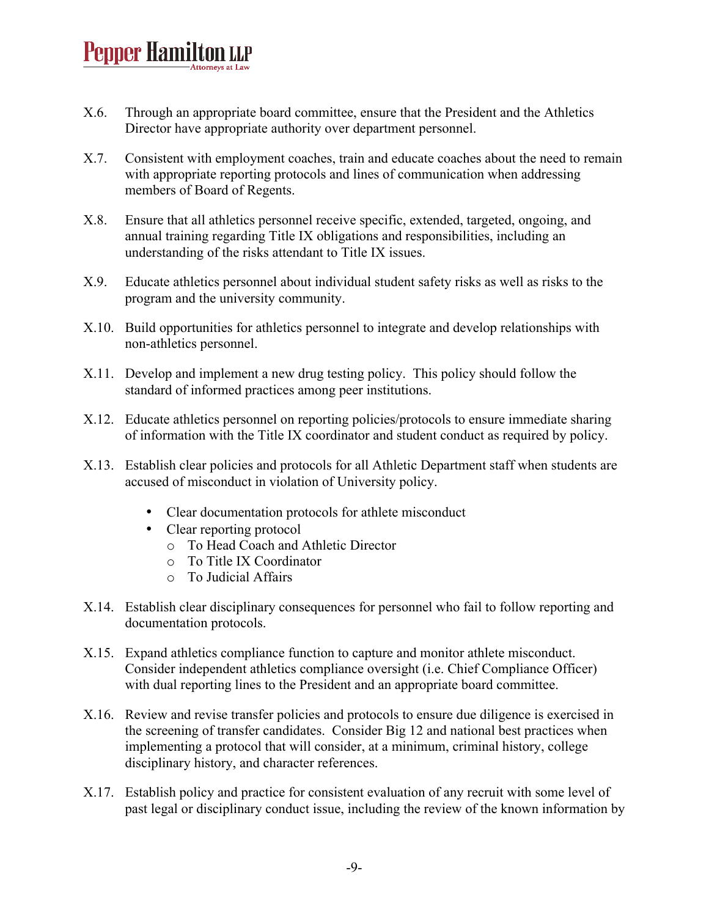X.6. Through an appropriate board committee, ensure that the President and the Athletics Director have appropriate authority over department personnel.

X.7. Consistent with employment coaches, train and educate coaches about the need to remain with appropriate reporting protocols and lines of communication when addressing members of Board of Regents.

X.8. Ensure that all athletics personnel receive specific, extended, targeted, ongoing, and annual training regarding Title IX obligations and responsibilities, including an understanding of the risks attendant to Title IX issues.

X.9. Educate athletics personnel about individual student safety risks as well as risks to the program and the university community.

X.10. Build opportunities for athletics personnel to integrate and develop relationships with non-athletics personnel.

X.11. Develop and implement a new drug testing policy. This policy should follow the standard of informed practices among peer institutions.

X.12. Educate athletics personnel on reporting policies/protocols to ensure immediate sharing of information with the Title IX coordinator and student conduct as required by policy.

X.13. Establish clear policies and protocols for all Athletic Department staff when students are accused of misconduct in violation of University policy.

- Clear documentation protocols for athlete misconduct
- Clear reporting protocol
  - To Head Coach and Athletic Director
  - To Title IX Coordinator
  - To Judicial Affairs

X.14. Establish clear disciplinary consequences for personnel who fail to follow reporting and documentation protocols.

X.15. Expand athletics compliance function to capture and monitor athlete misconduct. Consider independent athletics compliance oversight (i.e. Chief Compliance Officer) with dual reporting lines to the President and an appropriate board committee.

X.16. Review and revise transfer policies and protocols to ensure due diligence is exercised in the screening of transfer candidates. Consider Big 12 and national best practices when implementing a protocol that will consider, at a minimum, criminal history, college disciplinary history, and character references.

X.17. Establish policy and practice for consistent evaluation of any recruit with some level of past legal or disciplinary conduct issue, including the review of the known information by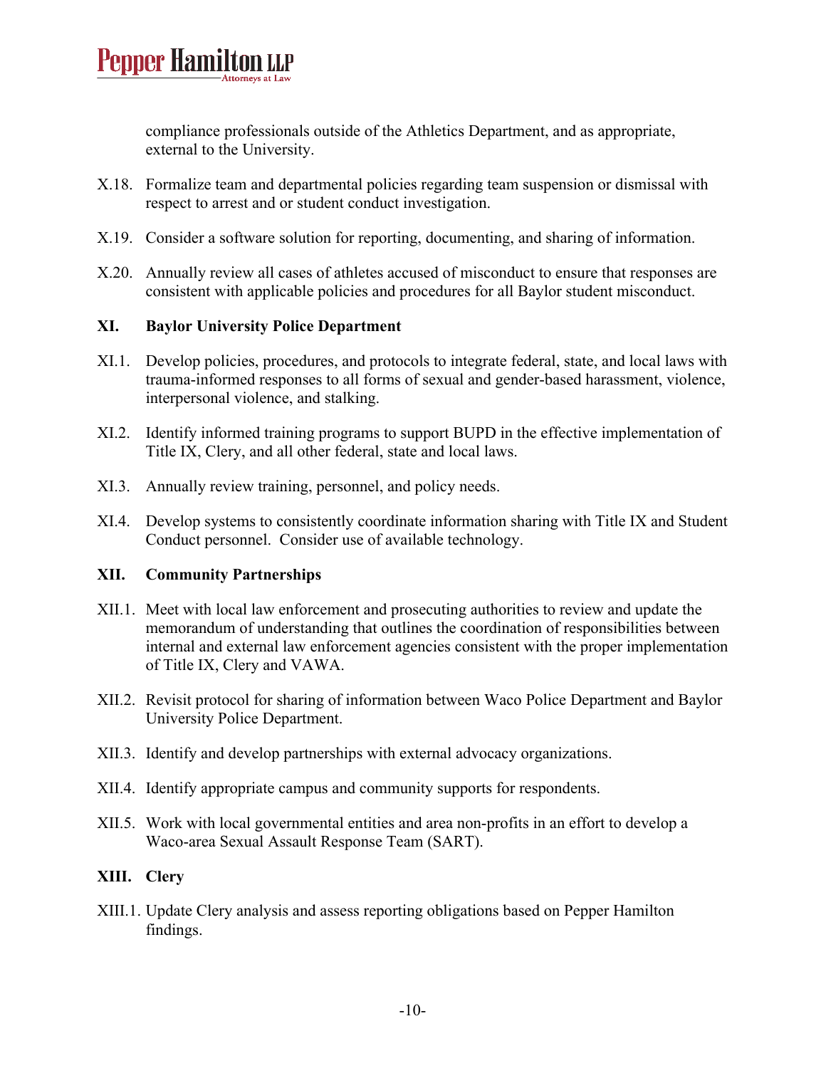compliance professionals outside of the Athletics Department, and as appropriate, external to the University.

X.18. Formalize team and departmental policies regarding team suspension or dismissal with respect to arrest and or student conduct investigation.

X.19. Consider a software solution for reporting, documenting, and sharing of information.

X.20. Annually review all cases of athletes accused of misconduct to ensure that responses are consistent with applicable policies and procedures for all Baylor student misconduct.

**XI. Baylor University Police Department**

XI.1. Develop policies, procedures, and protocols to integrate federal, state, and local laws with trauma-informed responses to all forms of sexual and gender-based harassment, violence, interpersonal violence, and stalking.

XI.2. Identify informed training programs to support BUPD in the effective implementation of Title IX, Clery, and all other federal, state and local laws.

XI.3. Annually review training, personnel, and policy needs.

XI.4. Develop systems to consistently coordinate information sharing with Title IX and Student Conduct personnel. Consider use of available technology.

**XII. Community Partnerships**

XII.1. Meet with local law enforcement and prosecuting authorities to review and update the memorandum of understanding that outlines the coordination of responsibilities between internal and external law enforcement agencies consistent with the proper implementation of Title IX, Clery and VAWA.

XII.2. Revisit protocol for sharing of information between Waco Police Department and Baylor University Police Department.

XII.3. Identify and develop partnerships with external advocacy organizations.

XII.4. Identify appropriate campus and community supports for respondents.

XII.5. Work with local governmental entities and area non-profits in an effort to develop a Waco-area Sexual Assault Response Team (SART).

**XIII. Clery**

XIII.1. Update Clery analysis and assess reporting obligations based on Pepper Hamilton findings.